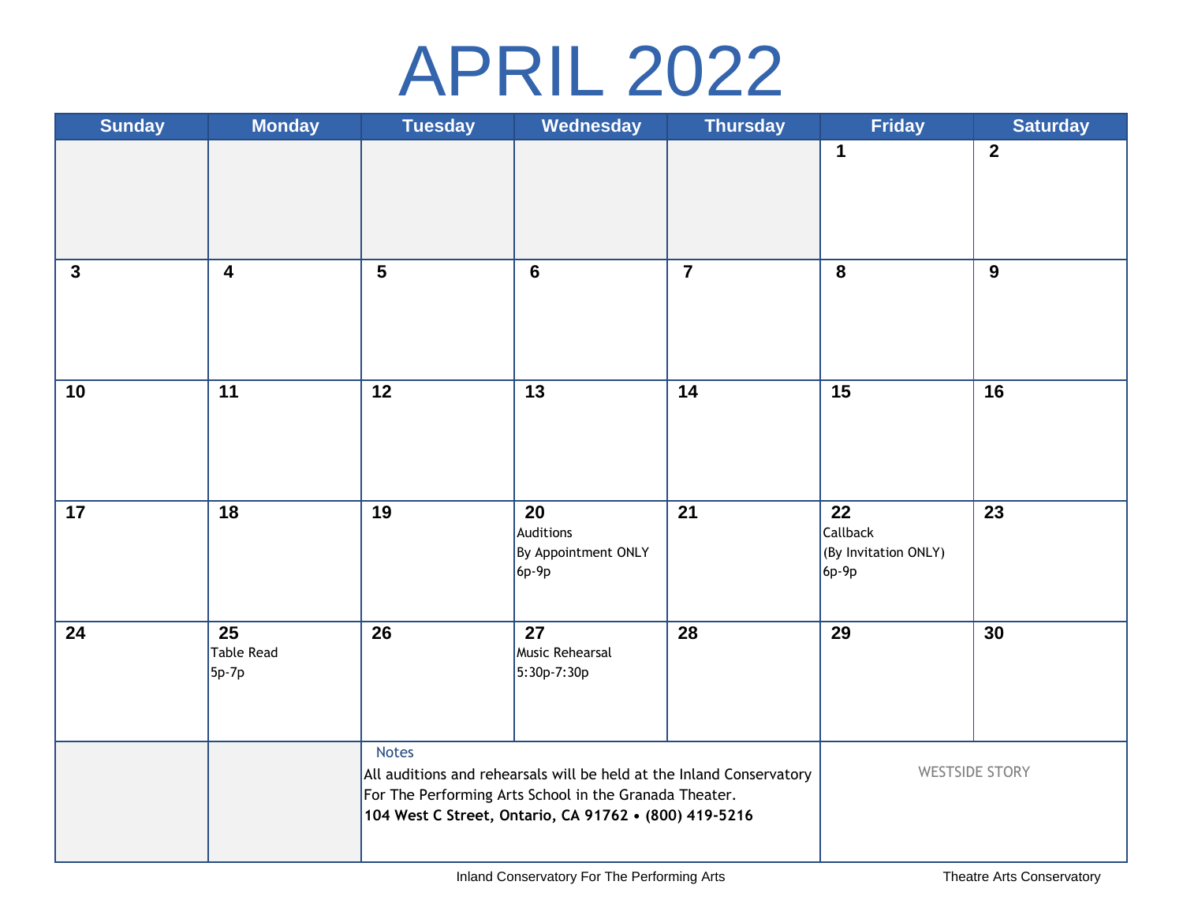# APRIL 2022

| Sunday | Monday | Tuesday | Wednesday | Thursday | Friday | Saturday |
|---|---|---|---|---|---|---|
| | | | | | 1 | 2 |
| 3 | 4 | 5 | 6 | 7 | 8 | 9 |
| 10 | 11 | 12 | 13 | 14 | 15 | 16 |
| 17 | 18 | 19 | 20 Auditions By Appointment ONLY 6p-9p | 21 | 22 Callback (By Invitation ONLY) 6p-9p | 23 |
| 24 | 25 Table Read 5p-7p | 26 | 27 Music Rehearsal 5:30p-7:30p | 28 | 29 | 30 |

**Notes**

All auditions and rehearsals will be held at the Inland Conservatory For The Performing Arts School in the Granada Theater.

**104 West C Street, Ontario, CA 91762 • (800) 419-5216**

WESTSIDE STORY

Inland Conservatory For The Performing Arts

Theatre Arts Conservatory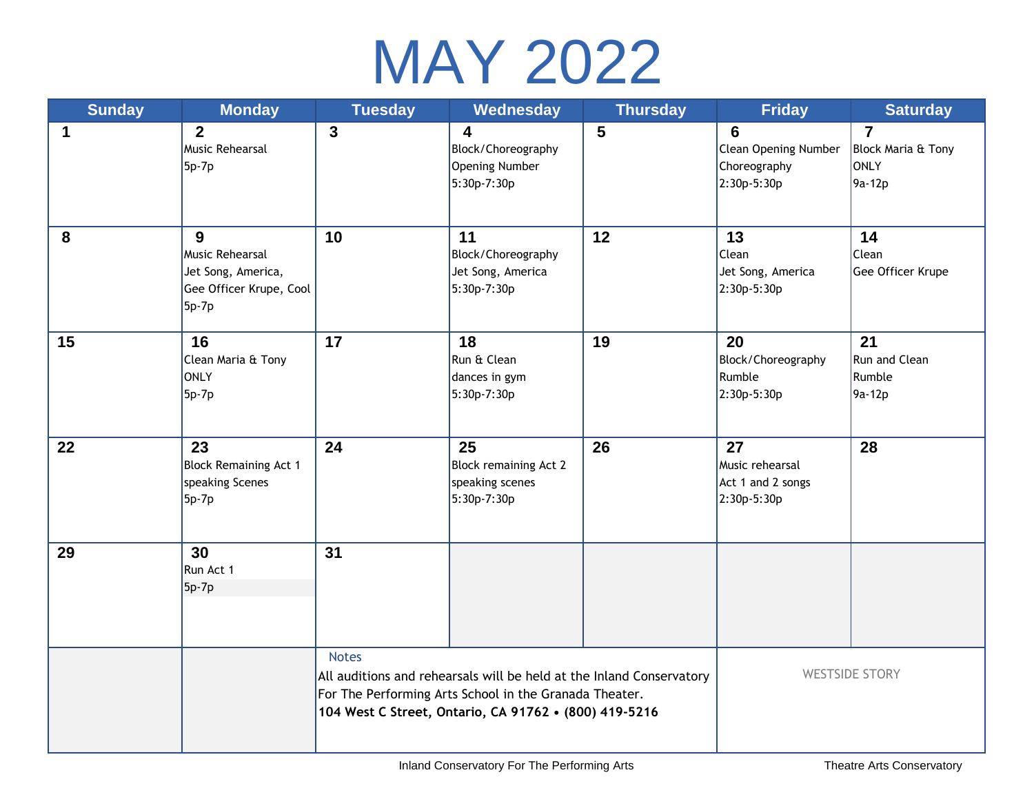# MAY 2022

| Sunday | Monday | Tuesday | Wednesday | Thursday | Friday | Saturday |
|---|---|---|---|---|---|---|
| 1 | 2 Music Rehearsal 5p-7p | 3 | 4 Block/Choreography Opening Number 5:30p-7:30p | 5 | 6 Clean Opening Number Choreography 2:30p-5:30p | 7 Block Maria & Tony ONLY 9a-12p |
| 8 | 9 Music Rehearsal Jet Song, America, Gee Officer Krupe, Cool 5p-7p | 10 | 11 Block/Choreography Jet Song, America 5:30p-7:30p | 12 | 13 Clean Jet Song, America 2:30p-5:30p | 14 Clean Gee Officer Krupe |
| 15 | 16 Clean Maria & Tony ONLY 5p-7p | 17 | 18 Run & Clean dances in gym 5:30p-7:30p | 19 | 20 Block/Choreography Rumble 2:30p-5:30p | 21 Run and Clean Rumble 9a-12p |
| 22 | 23 Block Remaining Act 1 speaking Scenes 5p-7p | 24 | 25 Block remaining Act 2 speaking scenes 5:30p-7:30p | 26 | 27 Music rehearsal Act 1 and 2 songs 2:30p-5:30p | 28 |
| 29 | 30 Run Act 1 5p-7p | 31 | | | | |

**Notes**

All auditions and rehearsals will be held at the Inland Conservatory For The Performing Arts School in the Granada Theater.

**104 West C Street, Ontario, CA 91762 • (800) 419-5216**

WESTSIDE STORY

Inland Conservatory For The Performing Arts

Theatre Arts Conservatory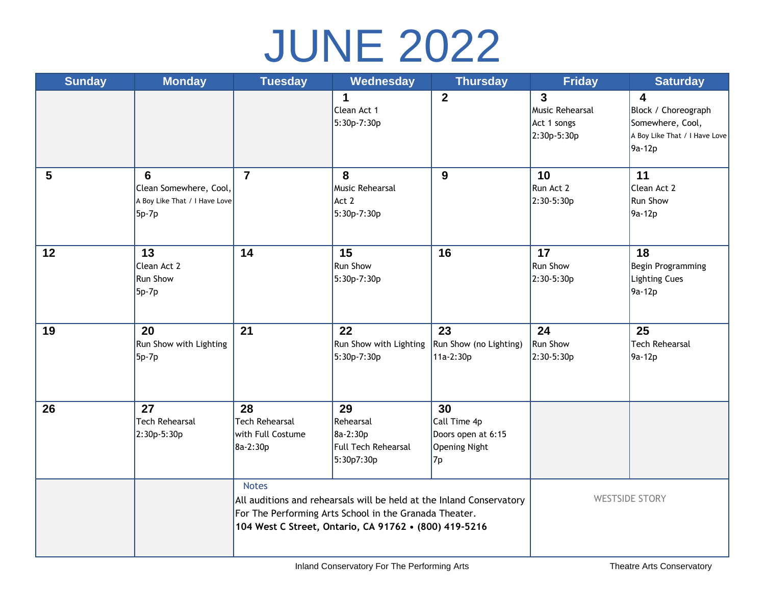# JUNE 2022

| Sunday | Monday | Tuesday | Wednesday | Thursday | Friday | Saturday |
|---|---|---|---|---|---|---|
| | | | **1** Clean Act 1 5:30p-7:30p | **2** | **3** Music Rehearsal Act 1 songs 2:30p-5:30p | **4** Block / Choreograph Somewhere, Cool, A Boy Like That / I Have Love 9a-12p |
| **5** | **6** Clean Somewhere, Cool, A Boy Like That / I Have Love 5p-7p | **7** | **8** Music Rehearsal Act 2 5:30p-7:30p | **9** | **10** Run Act 2 2:30-5:30p | **11** Clean Act 2 Run Show 9a-12p |
| **12** | **13** Clean Act 2 Run Show 5p-7p | **14** | **15** Run Show 5:30p-7:30p | **16** | **17** Run Show 2:30-5:30p | **18** Begin Programming Lighting Cues 9a-12p |
| **19** | **20** Run Show with Lighting 5p-7p | **21** | **22** Run Show with Lighting 5:30p-7:30p | **23** Run Show (no Lighting) 11a-2:30p | **24** Run Show 2:30-5:30p | **25** Tech Rehearsal 9a-12p |
| **26** | **27** Tech Rehearsal 2:30p-5:30p | **28** Tech Rehearsal with Full Costume 8a-2:30p | **29** Rehearsal 8a-2:30p Full Tech Rehearsal 5:30p7:30p | **30** Call Time 4p Doors open at 6:15 Opening Night 7p | | |

**Notes**

All auditions and rehearsals will be held at the Inland Conservatory For The Performing Arts School in the Granada Theater.

**104 West C Street, Ontario, CA 91762 • (800) 419-5216**

WESTSIDE STORY

Inland Conservatory For The Performing Arts

Theatre Arts Conservatory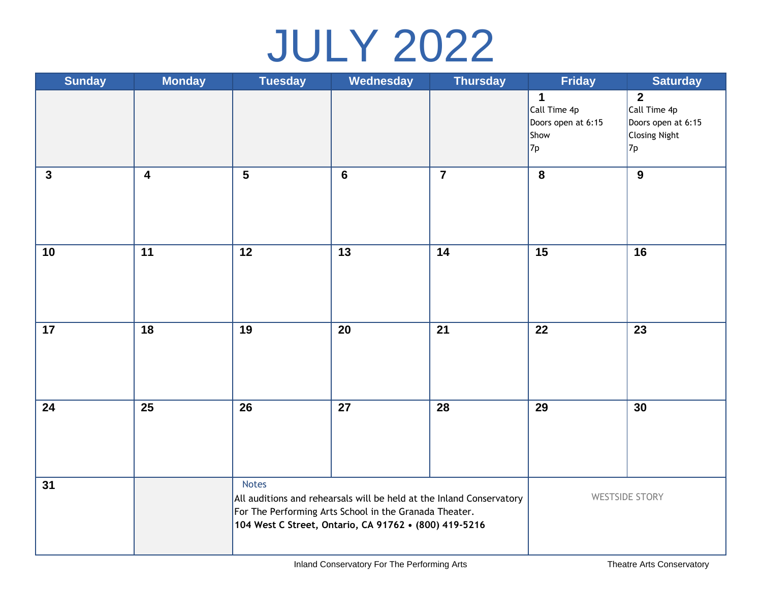# JULY 2022

| Sunday | Monday | Tuesday | Wednesday | Thursday | Friday | Saturday |
|---|---|---|---|---|---|---|
| | | | | | **1**<br>Call Time 4p<br>Doors open at 6:15<br>Show<br>7p | **2**<br>Call Time 4p<br>Doors open at 6:15<br>Closing Night<br>7p |
| **3** | **4** | **5** | **6** | **7** | **8** | **9** |
| **10** | **11** | **12** | **13** | **14** | **15** | **16** |
| **17** | **18** | **19** | **20** | **21** | **22** | **23** |
| **24** | **25** | **26** | **27** | **28** | **29** | **30** |
| **31** | | Notes<br>All auditions and rehearsals will be held at the Inland Conservatory For The Performing Arts School in the Granada Theater.<br>**104 West C Street, Ontario, CA 91762 • (800) 419-5216** | | | WESTSIDE STORY | |

Inland Conservatory For The Performing Arts

Theatre Arts Conservatory